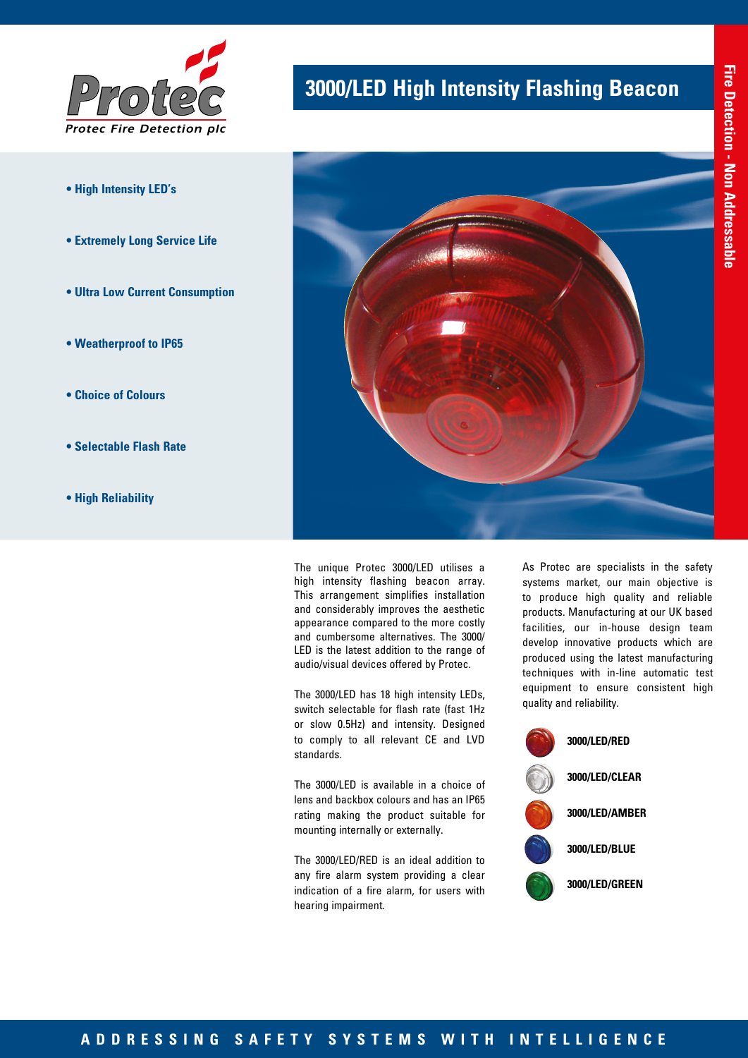Protec

Protec Fire Detection plc

# 3000/LED High Intensity Flashing Beacon

Fire Detection - Non Addressable

- **High Intensity LED's**
- **Extremely Long Service Life**
- **Ultra Low Current Consumption**
- **Weatherproof to IP65**
- **Choice of Colours**
- **Selectable Flash Rate**
- **High Reliability**

The unique Protec 3000/LED utilises a high intensity flashing beacon array. This arrangement simplifies installation and considerably improves the aesthetic appearance compared to the more costly and cumbersome alternatives. The 3000/LED is the latest addition to the range of audio/visual devices offered by Protec.

The 3000/LED has 18 high intensity LEDs, switch selectable for flash rate (fast 1Hz or slow 0.5Hz) and intensity. Designed to comply to all relevant CE and LVD standards.

The 3000/LED is available in a choice of lens and backbox colours and has an IP65 rating making the product suitable for mounting internally or externally.

The 3000/LED/RED is an ideal addition to any fire alarm system providing a clear indication of a fire alarm, for users with hearing impairment.

As Protec are specialists in the safety systems market, our main objective is to produce high quality and reliable products. Manufacturing at our UK based facilities, our in-house design team develop innovative products which are produced using the latest manufacturing techniques with in-line automatic test equipment to ensure consistent high quality and reliability.

**3000/LED/RED**

**3000/LED/CLEAR**

**3000/LED/AMBER**

**3000/LED/BLUE**

**3000/LED/GREEN**

ADDRESSING SAFETY SYSTEMS WITH INTELLIGENCE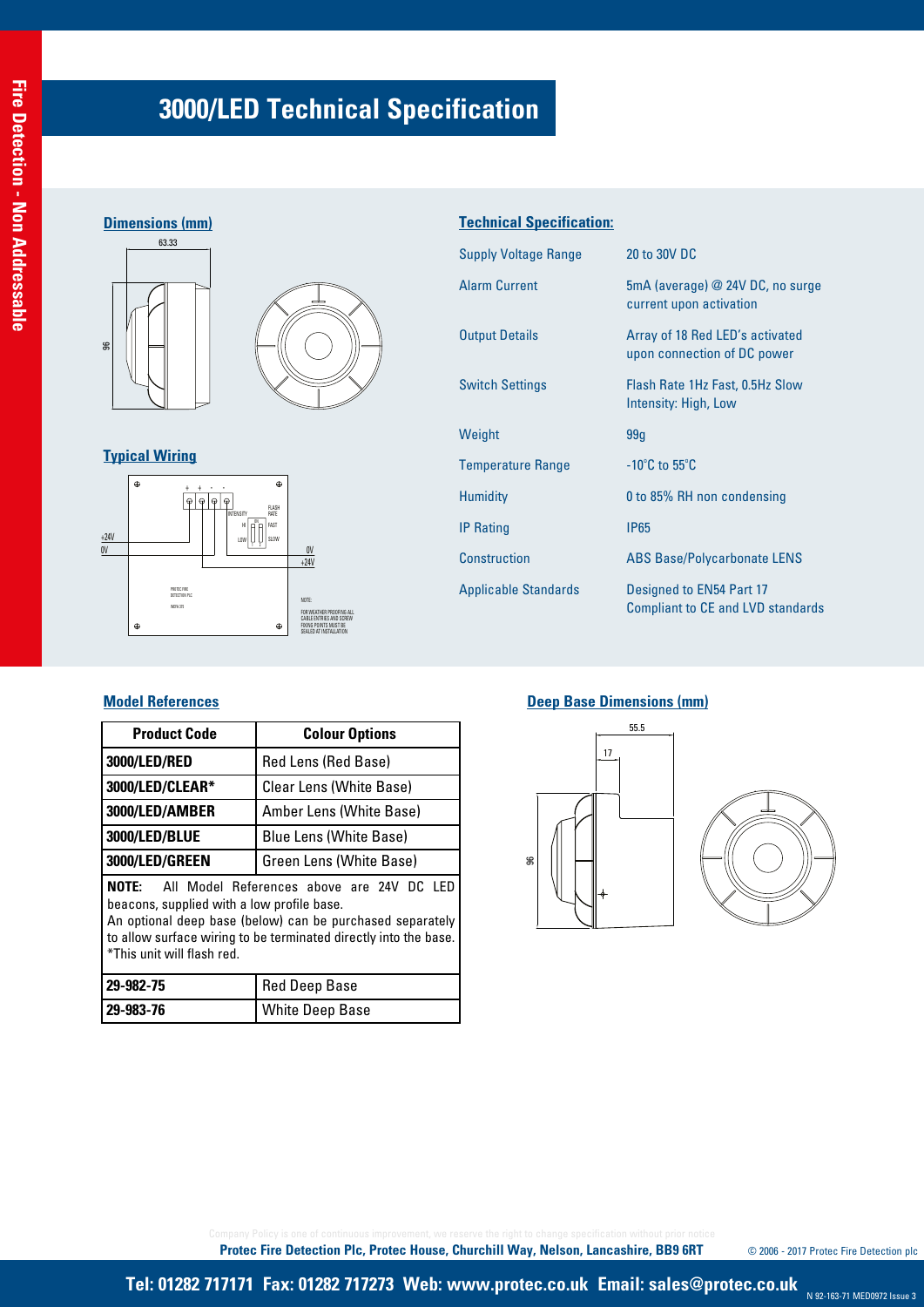# 3000/LED Technical Specification

## Dimensions (mm)

63.33

96

## Typical Wiring

+ + - -

INTENSITY

FLASH RATE

HI

FAST

LOW

SLOW

+24V

0V

0V

+24V

NOTE:
FOR WEATHER PROOFING ALL CABLE ENTRIES AND SCREW FIXING POINTS MUST BE SEALED AT INSTALLATION

## Technical Specification:

| | |
|---|---|
| Supply Voltage Range | 20 to 30V DC |
| Alarm Current | 5mA (average) @ 24V DC, no surge current upon activation |
| Output Details | Array of 18 Red LED's activated upon connection of DC power |
| Switch Settings | Flash Rate 1Hz Fast, 0.5Hz Slow<br>Intensity: High, Low |
| Weight | 99g |
| Temperature Range | -10°C to 55°C |
| Humidity | 0 to 85% RH non condensing |
| IP Rating | IP65 |
| Construction | ABS Base/Polycarbonate LENS |
| Applicable Standards | Designed to EN54 Part 17<br>Compliant to CE and LVD standards |

## Model References

| Product Code | Colour Options |
|---|---|
| **3000/LED/RED** | Red Lens (Red Base) |
| **3000/LED/CLEAR*** | Clear Lens (White Base) |
| **3000/LED/AMBER** | Amber Lens (White Base) |
| **3000/LED/BLUE** | Blue Lens (White Base) |
| **3000/LED/GREEN** | Green Lens (White Base) |

**NOTE:** All Model References above are 24V DC LED beacons, supplied with a low profile base.
An optional deep base (below) can be purchased separately to allow surface wiring to be terminated directly into the base.
*This unit will flash red.

| | |
|---|---|
| **29-982-75** | Red Deep Base |
| **29-983-76** | White Deep Base |

## Deep Base Dimensions (mm)

55.5

17

96

Company Policy is one of continuous improvement, we reserve the right to change specification without prior notice

**Protec Fire Detection Plc, Protec House, Churchill Way, Nelson, Lancashire, BB9 6RT**

© 2006 - 2017 Protec Fire Detection plc

**Tel: 01282 717171 Fax: 01282 717273 Web: www.protec.co.uk Email: sales@protec.co.uk**

N 92-163-71 MED0972 Issue 3